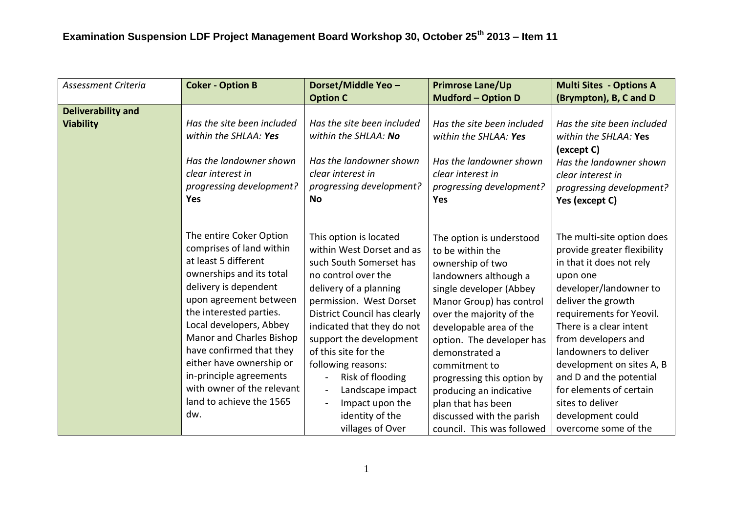# Examination Suspension LDF Project Management Board Workshop 30, October 25th 2013 – Item 11

| *Assessment Criteria* | **Coker - Option B** | **Dorset/Middle Yeo – Option C** | **Primrose Lane/Up Mudford – Option D** | **Multi Sites - Options A (Brympton), B, C and D** |
|---|---|---|---|---|
| **Deliverability and Viability** | *Has the site been included within the SHLAA:* ***Yes***<br><br>*Has the landowner shown clear interest in progressing development?* **Yes**<br><br>The entire Coker Option comprises of land within at least 5 different ownerships and its total delivery is dependent upon agreement between the interested parties. Local developers, Abbey Manor and Charles Bishop have confirmed that they either have ownership or in-principle agreements with owner of the relevant land to achieve the 1565 dw. | *Has the site been included within the SHLAA:* ***No***<br><br>*Has the landowner shown clear interest in progressing development?* **No**<br><br>This option is located within West Dorset and as such South Somerset has no control over the delivery of a planning permission. West Dorset District Council has clearly indicated that they do not support the development of this site for the following reasons:<br>- Risk of flooding<br>- Landscape impact<br>- Impact upon the identity of the villages of Over | *Has the site been included within the SHLAA:* ***Yes***<br><br>*Has the landowner shown clear interest in progressing development?* **Yes**<br><br>The option is understood to be within the ownership of two landowners although a single developer (Abbey Manor Group) has control over the majority of the developable area of the option. The developer has demonstrated a commitment to progressing this option by producing an indicative plan that has been discussed with the parish council. This was followed | *Has the site been included within the SHLAA:* **Yes (except C)**<br>*Has the landowner shown clear interest in progressing development?* **Yes (except C)**<br><br>The multi-site option does provide greater flexibility in that it does not rely upon one developer/landowner to deliver the growth requirements for Yeovil. There is a clear intent from developers and landowners to deliver development on sites A, B and D and the potential for elements of certain sites to deliver development could overcome some of the |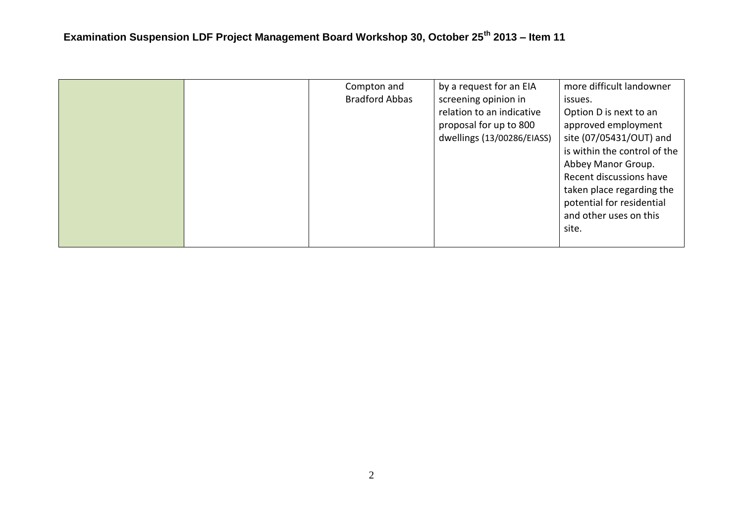| | | | | |
|---|---|---|---|---|
| | | Compton and Bradford Abbas | by a request for an EIA screening opinion in relation to an indicative proposal for up to 800 dwellings (13/00286/EIASS) | more difficult landowner issues. Option D is next to an approved employment site (07/05431/OUT) and is within the control of the Abbey Manor Group. Recent discussions have taken place regarding the potential for residential and other uses on this site. |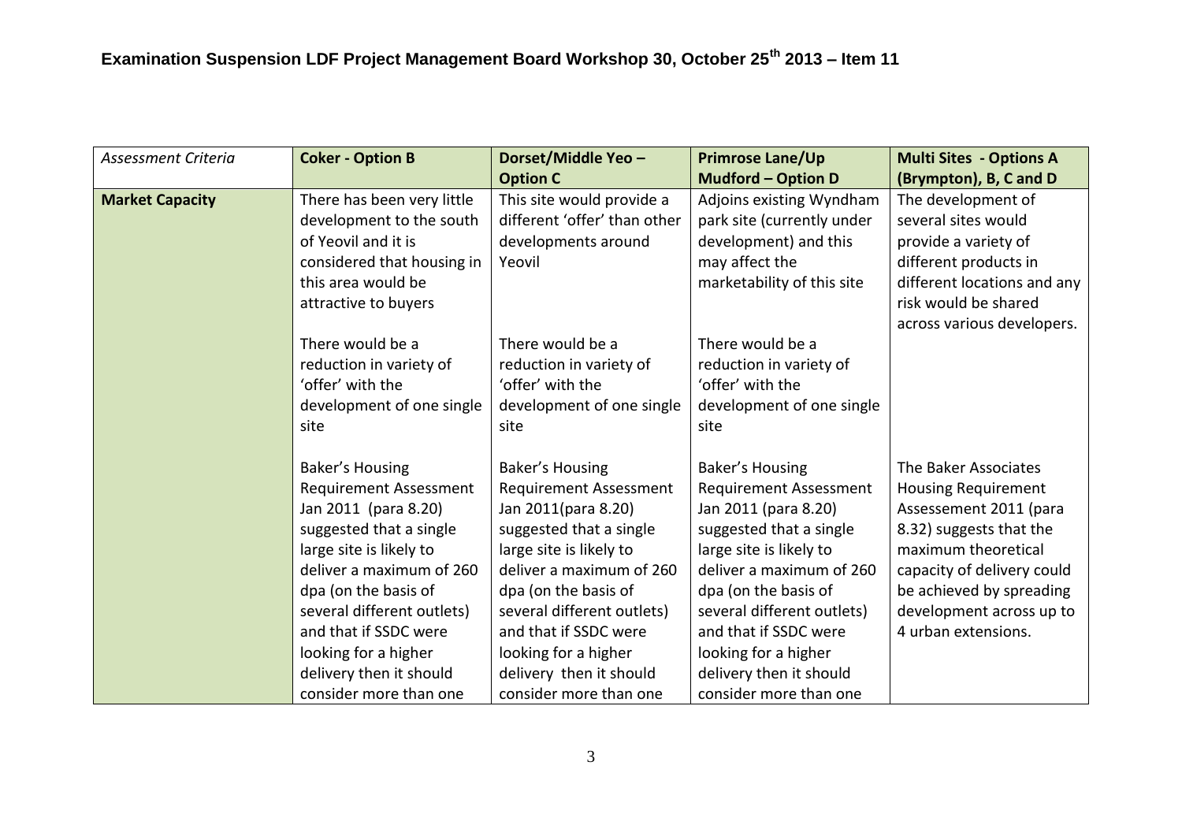| *Assessment Criteria* | **Coker - Option B** | **Dorset/Middle Yeo – Option C** | **Primrose Lane/Up Mudford – Option D** | **Multi Sites - Options A (Brympton), B, C and D** |
|---|---|---|---|---|
| **Market Capacity** | There has been very little development to the south of Yeovil and it is considered that housing in this area would be attractive to buyers<br><br>There would be a reduction in variety of 'offer' with the development of one single site<br><br>Baker's Housing Requirement Assessment Jan 2011 (para 8.20) suggested that a single large site is likely to deliver a maximum of 260 dpa (on the basis of several different outlets) and that if SSDC were looking for a higher delivery then it should consider more than one | This site would provide a different 'offer' than other developments around Yeovil<br><br>There would be a reduction in variety of 'offer' with the development of one single site<br><br>Baker's Housing Requirement Assessment Jan 2011(para 8.20) suggested that a single large site is likely to deliver a maximum of 260 dpa (on the basis of several different outlets) and that if SSDC were looking for a higher delivery then it should consider more than one | Adjoins existing Wyndham park site (currently under development) and this may affect the marketability of this site<br><br>There would be a reduction in variety of 'offer' with the development of one single site<br><br>Baker's Housing Requirement Assessment Jan 2011 (para 8.20) suggested that a single large site is likely to deliver a maximum of 260 dpa (on the basis of several different outlets) and that if SSDC were looking for a higher delivery then it should consider more than one | The development of several sites would provide a variety of different products in different locations and any risk would be shared across various developers.<br><br>The Baker Associates Housing Requirement Assessement 2011 (para 8.32) suggests that the maximum theoretical capacity of delivery could be achieved by spreading development across up to 4 urban extensions. |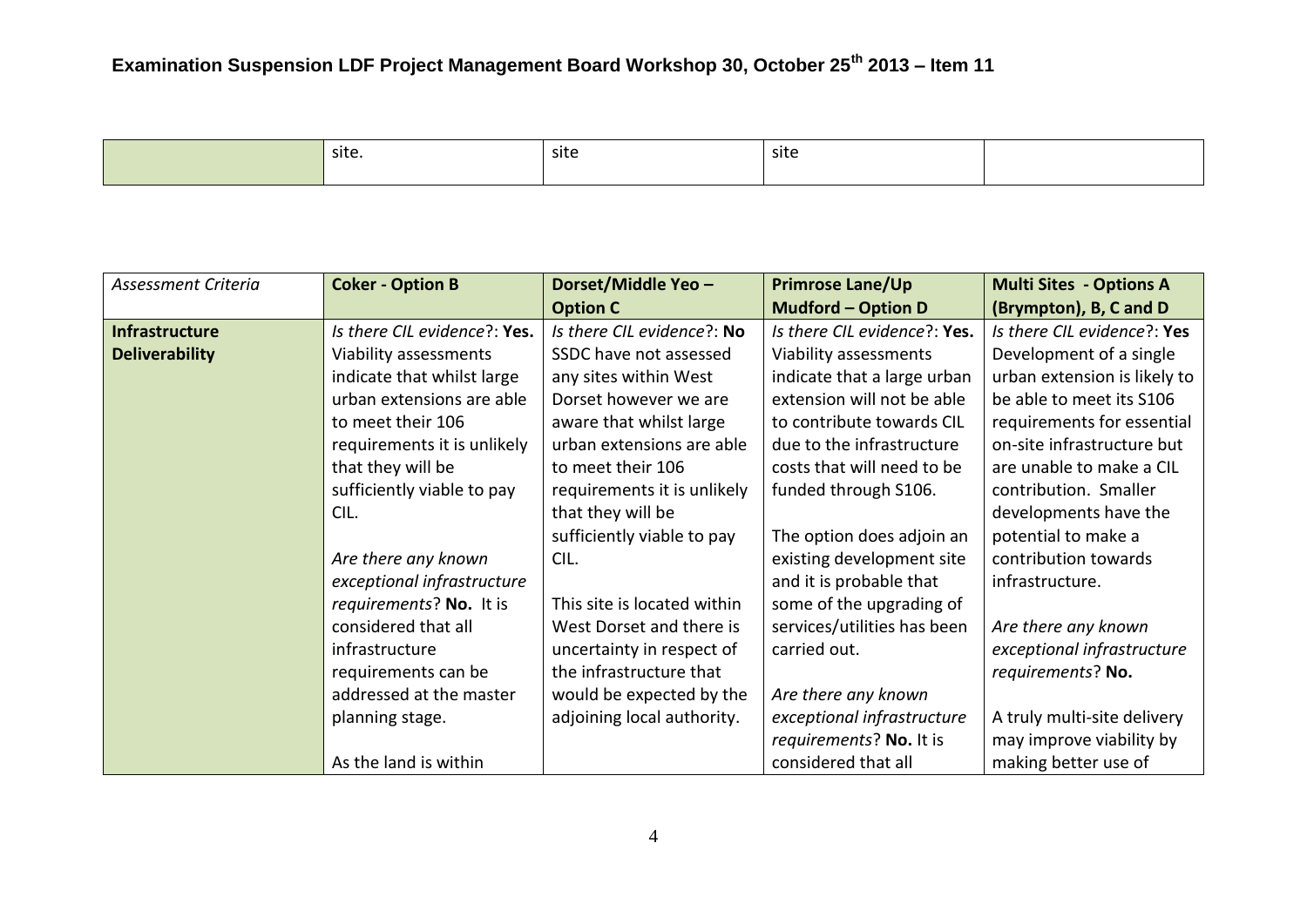| | site. | site | site | |
|---|---|---|---|---|

| *Assessment Criteria* | **Coker - Option B** | **Dorset/Middle Yeo – Option C** | **Primrose Lane/Up Mudford – Option D** | **Multi Sites - Options A (Brympton), B, C and D** |
|---|---|---|---|---|
| **Infrastructure Deliverability** | *Is there CIL evidence*?: **Yes.** Viability assessments indicate that whilst large urban extensions are able to meet their 106 requirements it is unlikely that they will be sufficiently viable to pay CIL.<br><br>*Are there any known exceptional infrastructure requirements*? **No.** It is considered that all infrastructure requirements can be addressed at the master planning stage.<br><br>As the land is within | *Is there CIL evidence*?: **No** SSDC have not assessed any sites within West Dorset however we are aware that whilst large urban extensions are able to meet their 106 requirements it is unlikely that they will be sufficiently viable to pay CIL.<br><br>This site is located within West Dorset and there is uncertainty in respect of the infrastructure that would be expected by the adjoining local authority. | *Is there CIL evidence*?: **Yes.** Viability assessments indicate that a large urban extension will not be able to contribute towards CIL due to the infrastructure costs that will need to be funded through S106.<br><br>The option does adjoin an existing development site and it is probable that some of the upgrading of services/utilities has been carried out.<br><br>*Are there any known exceptional infrastructure requirements*? **No.** It is considered that all | *Is there CIL evidence*?: **Yes** Development of a single urban extension is likely to be able to meet its S106 requirements for essential on-site infrastructure but are unable to make a CIL contribution. Smaller developments have the potential to make a contribution towards infrastructure.<br><br>*Are there any known exceptional infrastructure requirements*? **No.**<br><br>A truly multi-site delivery may improve viability by making better use of |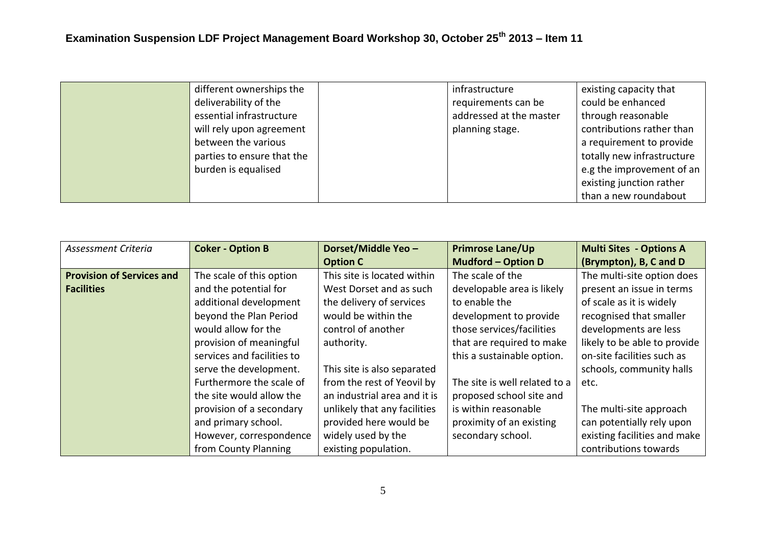# Examination Suspension LDF Project Management Board Workshop 30, October 25th 2013 – Item 11

| | | | | |
|---|---|---|---|---|
| | different ownerships the deliverability of the essential infrastructure will rely upon agreement between the various parties to ensure that the burden is equalised | | infrastructure requirements can be addressed at the master planning stage. | existing capacity that could be enhanced through reasonable contributions rather than a requirement to provide totally new infrastructure e.g the improvement of an existing junction rather than a new roundabout |

| *Assessment Criteria* | **Coker - Option B** | **Dorset/Middle Yeo – Option C** | **Primrose Lane/Up Mudford – Option D** | **Multi Sites - Options A (Brympton), B, C and D** |
|---|---|---|---|---|
| **Provision of Services and Facilities** | The scale of this option and the potential for additional development beyond the Plan Period would allow for the provision of meaningful services and facilities to serve the development. Furthermore the scale of the site would allow the provision of a secondary and primary school. However, correspondence from County Planning | This site is located within West Dorset and as such the delivery of services would be within the control of another authority.<br><br>This site is also separated from the rest of Yeovil by an industrial area and it is unlikely that any facilities provided here would be widely used by the existing population. | The scale of the developable area is likely to enable the development to provide those services/facilities that are required to make this a sustainable option.<br><br>The site is well related to a proposed school site and is within reasonable proximity of an existing secondary school. | The multi-site option does present an issue in terms of scale as it is widely recognised that smaller developments are less likely to be able to provide on-site facilities such as schools, community halls etc.<br><br>The multi-site approach can potentially rely upon existing facilities and make contributions towards |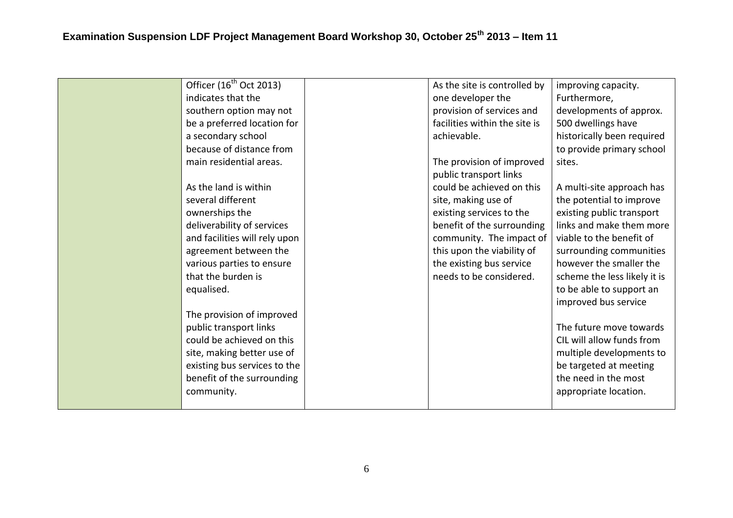| | | | | |
|---|---|---|---|---|
| | Officer (16th Oct 2013) indicates that the southern option may not be a preferred location for a secondary school because of distance from main residential areas.<br><br>As the land is within several different ownerships the deliverability of services and facilities will rely upon agreement between the various parties to ensure that the burden is equalised.<br><br>The provision of improved public transport links could be achieved on this site, making better use of existing bus services to the benefit of the surrounding community. | | As the site is controlled by one developer the provision of services and facilities within the site is achievable.<br><br>The provision of improved public transport links could be achieved on this site, making use of existing services to the benefit of the surrounding community. The impact of this upon the viability of the existing bus service needs to be considered. | improving capacity. Furthermore, developments of approx. 500 dwellings have historically been required to provide primary school sites.<br><br>A multi-site approach has the potential to improve existing public transport links and make them more viable to the benefit of surrounding communities however the smaller the scheme the less likely it is to be able to support an improved bus service<br><br>The future move towards CIL will allow funds from multiple developments to be targeted at meeting the need in the most appropriate location. |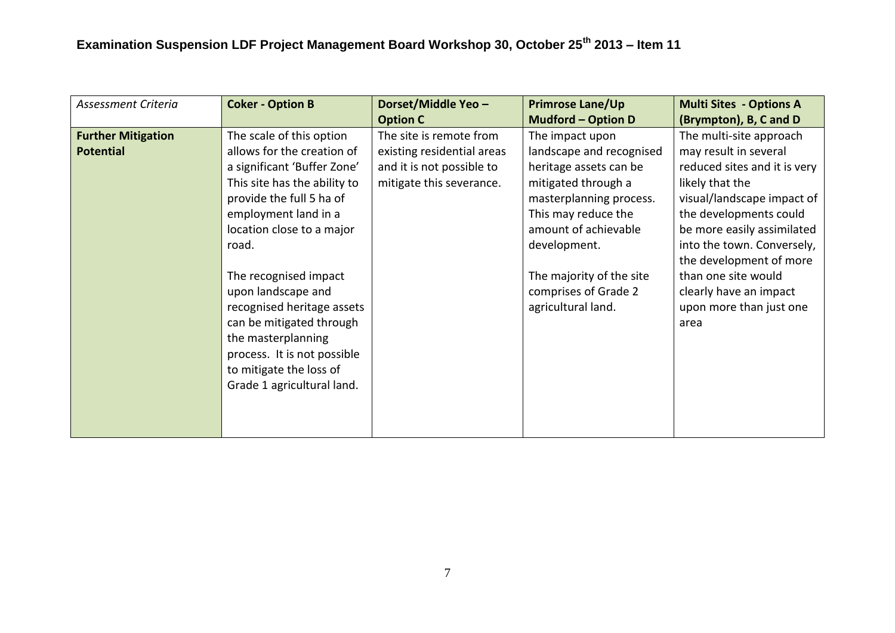| *Assessment Criteria* | **Coker - Option B** | **Dorset/Middle Yeo – Option C** | **Primrose Lane/Up Mudford – Option D** | **Multi Sites - Options A (Brympton), B, C and D** |
|---|---|---|---|---|
| **Further Mitigation Potential** | The scale of this option allows for the creation of a significant 'Buffer Zone' This site has the ability to provide the full 5 ha of employment land in a location close to a major road.<br><br>The recognised impact upon landscape and recognised heritage assets can be mitigated through the masterplanning process. It is not possible to mitigate the loss of Grade 1 agricultural land. | The site is remote from existing residential areas and it is not possible to mitigate this severance. | The impact upon landscape and recognised heritage assets can be mitigated through a masterplanning process. This may reduce the amount of achievable development.<br><br>The majority of the site comprises of Grade 2 agricultural land. | The multi-site approach may result in several reduced sites and it is very likely that the visual/landscape impact of the developments could be more easily assimilated into the town. Conversely, the development of more than one site would clearly have an impact upon more than just one area |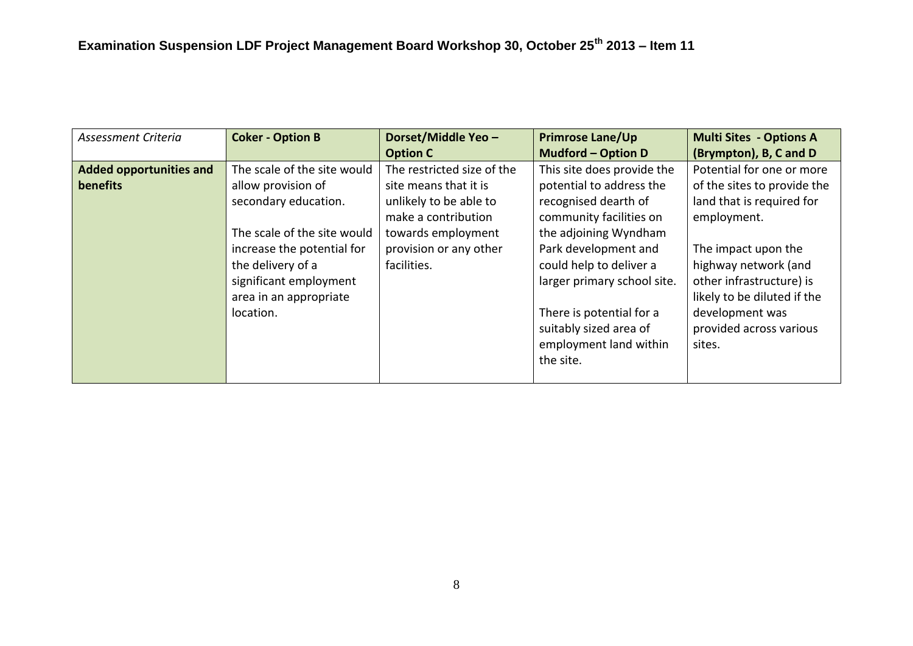| *Assessment Criteria* | **Coker - Option B** | **Dorset/Middle Yeo – Option C** | **Primrose Lane/Up Mudford – Option D** | **Multi Sites - Options A (Brympton), B, C and D** |
|---|---|---|---|---|
| **Added opportunities and benefits** | The scale of the site would allow provision of secondary education.<br><br>The scale of the site would increase the potential for the delivery of a significant employment area in an appropriate location. | The restricted size of the site means that it is unlikely to be able to make a contribution towards employment provision or any other facilities. | This site does provide the potential to address the recognised dearth of community facilities on the adjoining Wyndham Park development and could help to deliver a larger primary school site.<br><br>There is potential for a suitably sized area of employment land within the site. | Potential for one or more of the sites to provide the land that is required for employment.<br><br>The impact upon the highway network (and other infrastructure) is likely to be diluted if the development was provided across various sites. |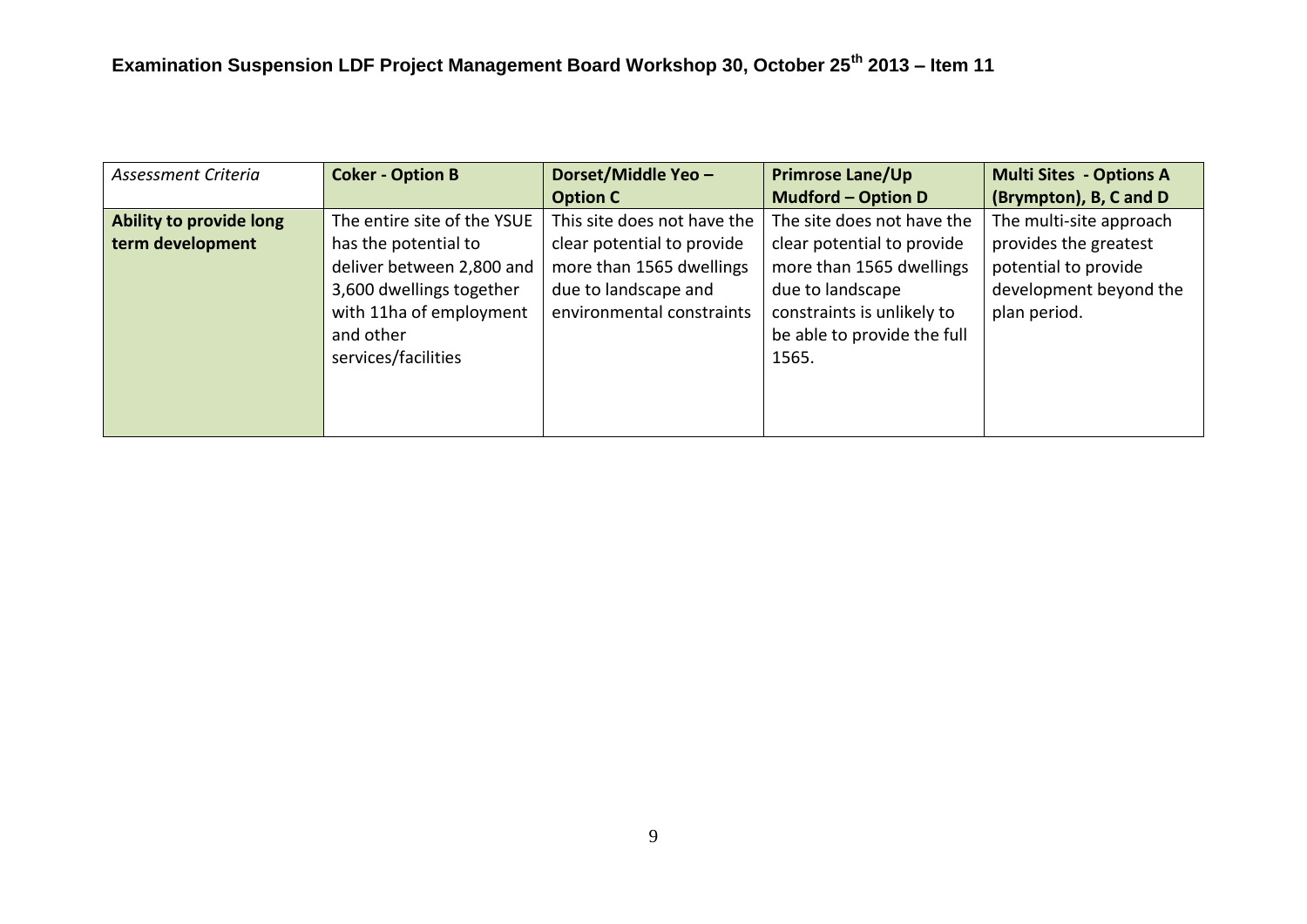| *Assessment Criteria* | **Coker - Option B** | **Dorset/Middle Yeo – Option C** | **Primrose Lane/Up Mudford – Option D** | **Multi Sites - Options A (Brympton), B, C and D** |
| --- | --- | --- | --- | --- |
| **Ability to provide long term development** | The entire site of the YSUE has the potential to deliver between 2,800 and 3,600 dwellings together with 11ha of employment and other services/facilities | This site does not have the clear potential to provide more than 1565 dwellings due to landscape and environmental constraints | The site does not have the clear potential to provide more than 1565 dwellings due to landscape constraints is unlikely to be able to provide the full 1565. | The multi-site approach provides the greatest potential to provide development beyond the plan period. |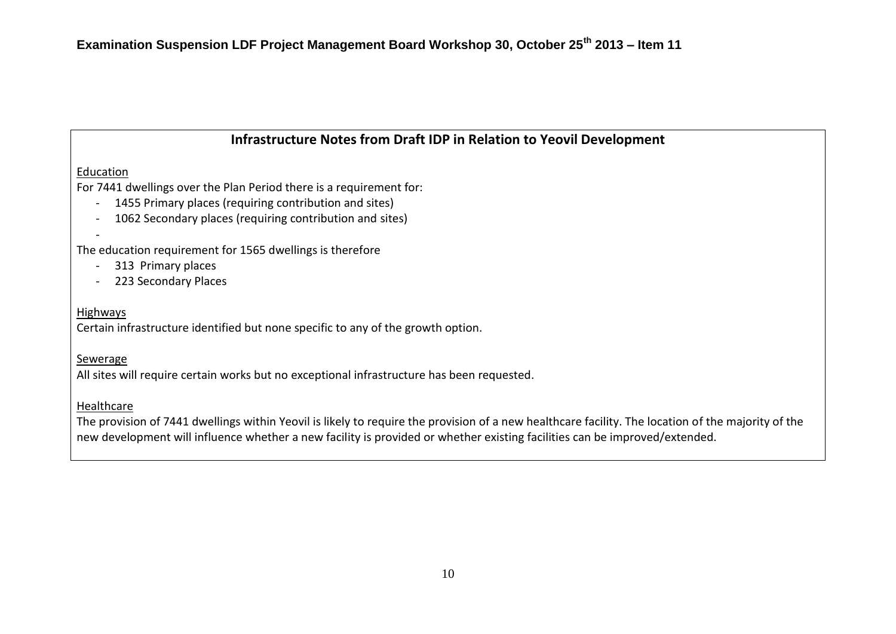## Infrastructure Notes from Draft IDP in Relation to Yeovil Development

Education

For 7441 dwellings over the Plan Period there is a requirement for:

- 1455 Primary places (requiring contribution and sites)
- 1062 Secondary places (requiring contribution and sites)
-

The education requirement for 1565 dwellings is therefore

- 313 Primary places
- 223 Secondary Places

Highways

Certain infrastructure identified but none specific to any of the growth option.

Sewerage

All sites will require certain works but no exceptional infrastructure has been requested.

Healthcare

The provision of 7441 dwellings within Yeovil is likely to require the provision of a new healthcare facility. The location of the majority of the new development will influence whether a new facility is provided or whether existing facilities can be improved/extended.